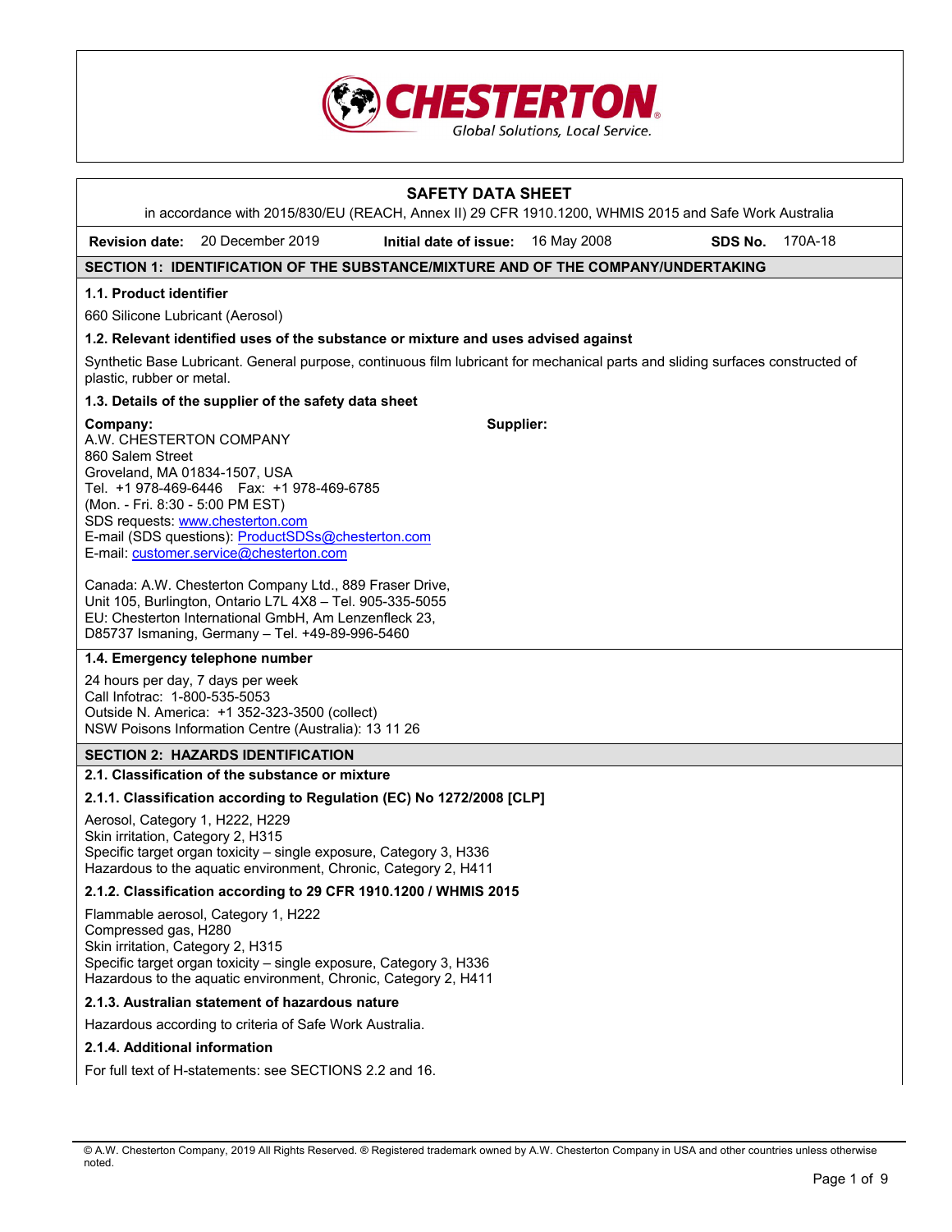CHESTERTON
Global Solutions, Local Service.

# SAFETY DATA SHEET

in accordance with 2015/830/EU (REACH, Annex II) 29 CFR 1910.1200, WHMIS 2015 and Safe Work Australia

**Revision date:** 20 December 2019 **Initial date of issue:** 16 May 2008 **SDS No.** 170A-18

## SECTION 1: IDENTIFICATION OF THE SUBSTANCE/MIXTURE AND OF THE COMPANY/UNDERTAKING

### 1.1. Product identifier

660 Silicone Lubricant (Aerosol)

### 1.2. Relevant identified uses of the substance or mixture and uses advised against

Synthetic Base Lubricant. General purpose, continuous film lubricant for mechanical parts and sliding surfaces constructed of plastic, rubber or metal.

### 1.3. Details of the supplier of the safety data sheet

**Company:**
A.W. CHESTERTON COMPANY
860 Salem Street
Groveland, MA 01834-1507, USA
Tel. +1 978-469-6446 Fax: +1 978-469-6785
(Mon. - Fri. 8:30 - 5:00 PM EST)
SDS requests: www.chesterton.com
E-mail (SDS questions): ProductSDSs@chesterton.com
E-mail: customer.service@chesterton.com

**Supplier:**

Canada: A.W. Chesterton Company Ltd., 889 Fraser Drive, Unit 105, Burlington, Ontario L7L 4X8 – Tel. 905-335-5055
EU: Chesterton International GmbH, Am Lenzenfleck 23, D85737 Ismaning, Germany – Tel. +49-89-996-5460

### 1.4. Emergency telephone number

24 hours per day, 7 days per week
Call Infotrac: 1-800-535-5053
Outside N. America: +1 352-323-3500 (collect)
NSW Poisons Information Centre (Australia): 13 11 26

## SECTION 2: HAZARDS IDENTIFICATION

### 2.1. Classification of the substance or mixture

#### 2.1.1. Classification according to Regulation (EC) No 1272/2008 [CLP]

Aerosol, Category 1, H222, H229
Skin irritation, Category 2, H315
Specific target organ toxicity – single exposure, Category 3, H336
Hazardous to the aquatic environment, Chronic, Category 2, H411

#### 2.1.2. Classification according to 29 CFR 1910.1200 / WHMIS 2015

Flammable aerosol, Category 1, H222
Compressed gas, H280
Skin irritation, Category 2, H315
Specific target organ toxicity – single exposure, Category 3, H336
Hazardous to the aquatic environment, Chronic, Category 2, H411

#### 2.1.3. Australian statement of hazardous nature

Hazardous according to criteria of Safe Work Australia.

#### 2.1.4. Additional information

For full text of H-statements: see SECTIONS 2.2 and 16.

© A.W. Chesterton Company, 2019 All Rights Reserved. ® Registered trademark owned by A.W. Chesterton Company in USA and other countries unless otherwise noted.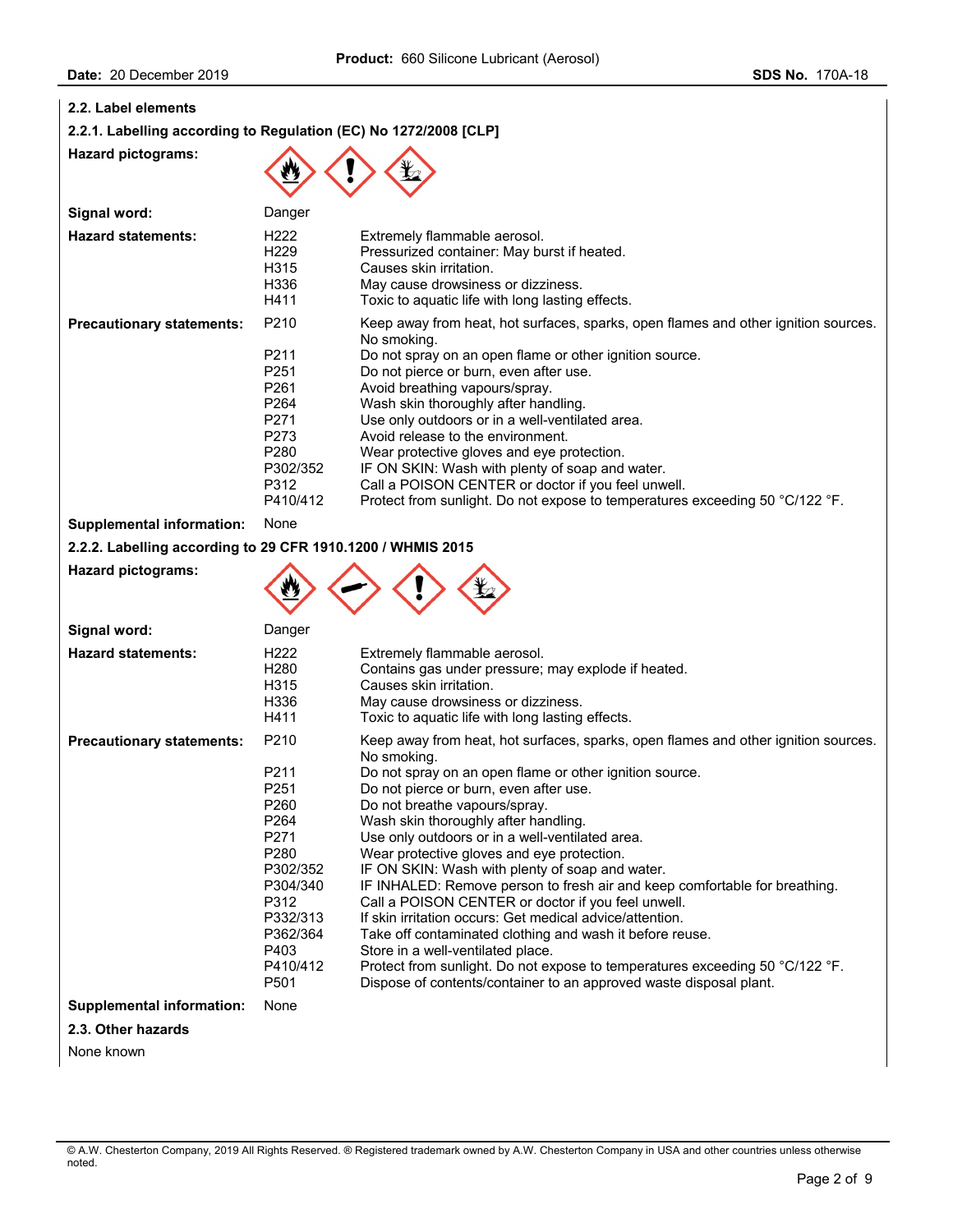## 2.2. Label elements

### 2.2.1. Labelling according to Regulation (EC) No 1272/2008 [CLP]

**Hazard pictograms:**

**Signal word:** Danger

**Hazard statements:**

| | |
|---|---|
| H222 | Extremely flammable aerosol. |
| H229 | Pressurized container: May burst if heated. |
| H315 | Causes skin irritation. |
| H336 | May cause drowsiness or dizziness. |
| H411 | Toxic to aquatic life with long lasting effects. |

**Precautionary statements:**

| | |
|---|---|
| P210 | Keep away from heat, hot surfaces, sparks, open flames and other ignition sources. No smoking. |
| P211 | Do not spray on an open flame or other ignition source. |
| P251 | Do not pierce or burn, even after use. |
| P261 | Avoid breathing vapours/spray. |
| P264 | Wash skin thoroughly after handling. |
| P271 | Use only outdoors or in a well-ventilated area. |
| P273 | Avoid release to the environment. |
| P280 | Wear protective gloves and eye protection. |
| P302/352 | IF ON SKIN: Wash with plenty of soap and water. |
| P312 | Call a POISON CENTER or doctor if you feel unwell. |
| P410/412 | Protect from sunlight. Do not expose to temperatures exceeding 50 °C/122 °F. |

**Supplemental information:** None

### 2.2.2. Labelling according to 29 CFR 1910.1200 / WHMIS 2015

**Hazard pictograms:**

**Signal word:** Danger

**Hazard statements:**

| | |
|---|---|
| H222 | Extremely flammable aerosol. |
| H280 | Contains gas under pressure; may explode if heated. |
| H315 | Causes skin irritation. |
| H336 | May cause drowsiness or dizziness. |
| H411 | Toxic to aquatic life with long lasting effects. |

**Precautionary statements:**

| | |
|---|---|
| P210 | Keep away from heat, hot surfaces, sparks, open flames and other ignition sources. No smoking. |
| P211 | Do not spray on an open flame or other ignition source. |
| P251 | Do not pierce or burn, even after use. |
| P260 | Do not breathe vapours/spray. |
| P264 | Wash skin thoroughly after handling. |
| P271 | Use only outdoors or in a well-ventilated area. |
| P280 | Wear protective gloves and eye protection. |
| P302/352 | IF ON SKIN: Wash with plenty of soap and water. |
| P304/340 | IF INHALED: Remove person to fresh air and keep comfortable for breathing. |
| P312 | Call a POISON CENTER or doctor if you feel unwell. |
| P332/313 | If skin irritation occurs: Get medical advice/attention. |
| P362/364 | Take off contaminated clothing and wash it before reuse. |
| P403 | Store in a well-ventilated place. |
| P410/412 | Protect from sunlight. Do not expose to temperatures exceeding 50 °C/122 °F. |
| P501 | Dispose of contents/container to an approved waste disposal plant. |

**Supplemental information:** None

## 2.3. Other hazards

None known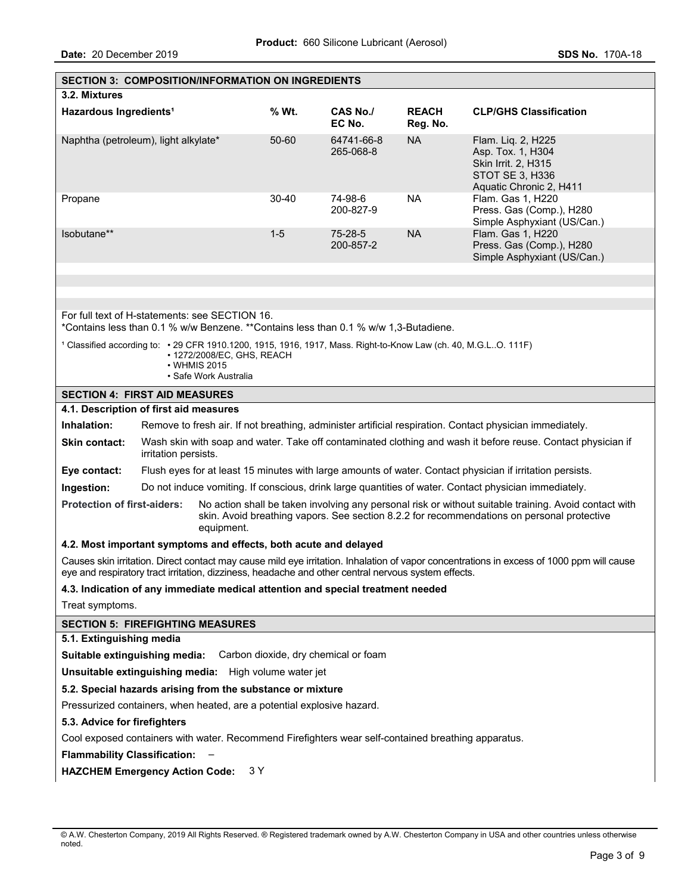## SECTION 3: COMPOSITION/INFORMATION ON INGREDIENTS

### 3.2. Mixtures

| Hazardous Ingredients[1] | % Wt. | CAS No./ EC No. | REACH Reg. No. | CLP/GHS Classification |
|---|---|---|---|---|
| Naphtha (petroleum), light alkylate* | 50-60 | 64741-66-8 265-068-8 | NA | Flam. Liq. 2, H225 Asp. Tox. 1, H304 Skin Irrit. 2, H315 STOT SE 3, H336 Aquatic Chronic 2, H411 |
| Propane | 30-40 | 74-98-6 200-827-9 | NA | Flam. Gas 1, H220 Press. Gas (Comp.), H280 Simple Asphyxiant (US/Can.) |
| Isobutane** | 1-5 | 75-28-5 200-857-2 | NA | Flam. Gas 1, H220 Press. Gas (Comp.), H280 Simple Asphyxiant (US/Can.) |

For full text of H-statements: see SECTION 16.
*Contains less than 0.1 % w/w Benzene. **Contains less than 0.1 % w/w 1,3-Butadiene.

[1] Classified according to:
- 29 CFR 1910.1200, 1915, 1916, 1917, Mass. Right-to-Know Law (ch. 40, M.G.L..O. 111F)
- 1272/2008/EC, GHS, REACH
- WHMIS 2015
- Safe Work Australia

## SECTION 4: FIRST AID MEASURES

### 4.1. Description of first aid measures

**Inhalation:** Remove to fresh air. If not breathing, administer artificial respiration. Contact physician immediately.

**Skin contact:** Wash skin with soap and water. Take off contaminated clothing and wash it before reuse. Contact physician if irritation persists.

**Eye contact:** Flush eyes for at least 15 minutes with large amounts of water. Contact physician if irritation persists.

**Ingestion:** Do not induce vomiting. If conscious, drink large quantities of water. Contact physician immediately.

**Protection of first-aiders:** No action shall be taken involving any personal risk or without suitable training. Avoid contact with skin. Avoid breathing vapors. See section 8.2.2 for recommendations on personal protective equipment.

### 4.2. Most important symptoms and effects, both acute and delayed

Causes skin irritation. Direct contact may cause mild eye irritation. Inhalation of vapor concentrations in excess of 1000 ppm will cause eye and respiratory tract irritation, dizziness, headache and other central nervous system effects.

### 4.3. Indication of any immediate medical attention and special treatment needed

Treat symptoms.

## SECTION 5: FIREFIGHTING MEASURES

### 5.1. Extinguishing media

**Suitable extinguishing media:** Carbon dioxide, dry chemical or foam

**Unsuitable extinguishing media:** High volume water jet

### 5.2. Special hazards arising from the substance or mixture

Pressurized containers, when heated, are a potential explosive hazard.

### 5.3. Advice for firefighters

Cool exposed containers with water. Recommend Firefighters wear self-contained breathing apparatus.

**Flammability Classification:** –

**HAZCHEM Emergency Action Code:** 3 Y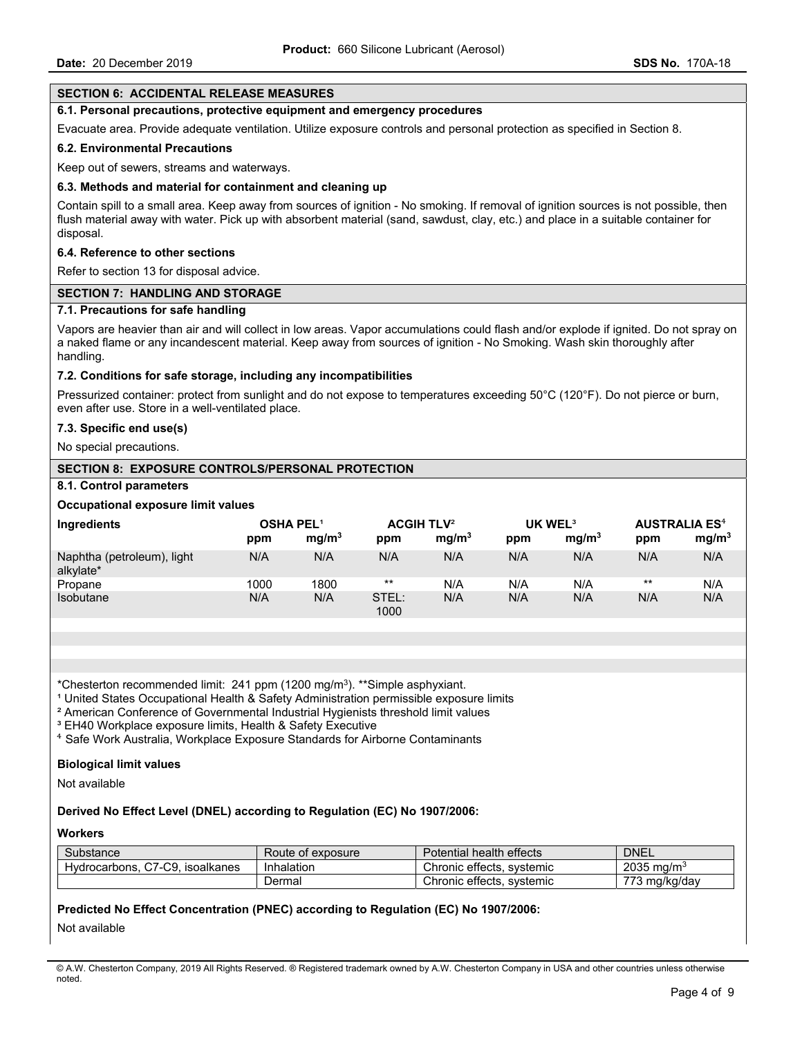## SECTION 6: ACCIDENTAL RELEASE MEASURES

### 6.1. Personal precautions, protective equipment and emergency procedures

Evacuate area. Provide adequate ventilation. Utilize exposure controls and personal protection as specified in Section 8.

### 6.2. Environmental Precautions

Keep out of sewers, streams and waterways.

### 6.3. Methods and material for containment and cleaning up

Contain spill to a small area. Keep away from sources of ignition - No smoking. If removal of ignition sources is not possible, then flush material away with water. Pick up with absorbent material (sand, sawdust, clay, etc.) and place in a suitable container for disposal.

### 6.4. Reference to other sections

Refer to section 13 for disposal advice.

## SECTION 7: HANDLING AND STORAGE

### 7.1. Precautions for safe handling

Vapors are heavier than air and will collect in low areas. Vapor accumulations could flash and/or explode if ignited. Do not spray on a naked flame or any incandescent material. Keep away from sources of ignition - No Smoking. Wash skin thoroughly after handling.

### 7.2. Conditions for safe storage, including any incompatibilities

Pressurized container: protect from sunlight and do not expose to temperatures exceeding 50°C (120°F). Do not pierce or burn, even after use. Store in a well-ventilated place.

### 7.3. Specific end use(s)

No special precautions.

## SECTION 8: EXPOSURE CONTROLS/PERSONAL PROTECTION

### 8.1. Control parameters

**Occupational exposure limit values**

| Ingredients | OSHA PEL[1] | | ACGIH TLV[2] | | UK WEL[3] | | AUSTRALIA ES[4] | |
|---|---|---|---|---|---|---|---|---|
| | ppm | $mg/m^3$ | ppm | $mg/m^3$ | ppm | $mg/m^3$ | ppm | $mg/m^3$ |
| Naphtha (petroleum), light alkylate* | N/A | N/A | N/A | N/A | N/A | N/A | N/A | N/A |
| Propane | 1000 | 1800 | ** | N/A | N/A | N/A | ** | N/A |
| Isobutane | N/A | N/A | STEL: 1000 | N/A | N/A | N/A | N/A | N/A |

*Chesterton recommended limit: 241 ppm (1200 $mg/m^3$). **Simple asphyxiant.

[1] United States Occupational Health & Safety Administration permissible exposure limits

[2] American Conference of Governmental Industrial Hygienists threshold limit values

[3] EH40 Workplace exposure limits, Health & Safety Executive

[4] Safe Work Australia, Workplace Exposure Standards for Airborne Contaminants

**Biological limit values**

Not available

**Derived No Effect Level (DNEL) according to Regulation (EC) No 1907/2006:**

**Workers**

| Substance | Route of exposure | Potential health effects | DNEL |
|---|---|---|---|
| Hydrocarbons, C7-C9, isoalkanes | Inhalation | Chronic effects, systemic | 2035 $mg/m^3$ |
| | Dermal | Chronic effects, systemic | 773 mg/kg/day |

**Predicted No Effect Concentration (PNEC) according to Regulation (EC) No 1907/2006:**

Not available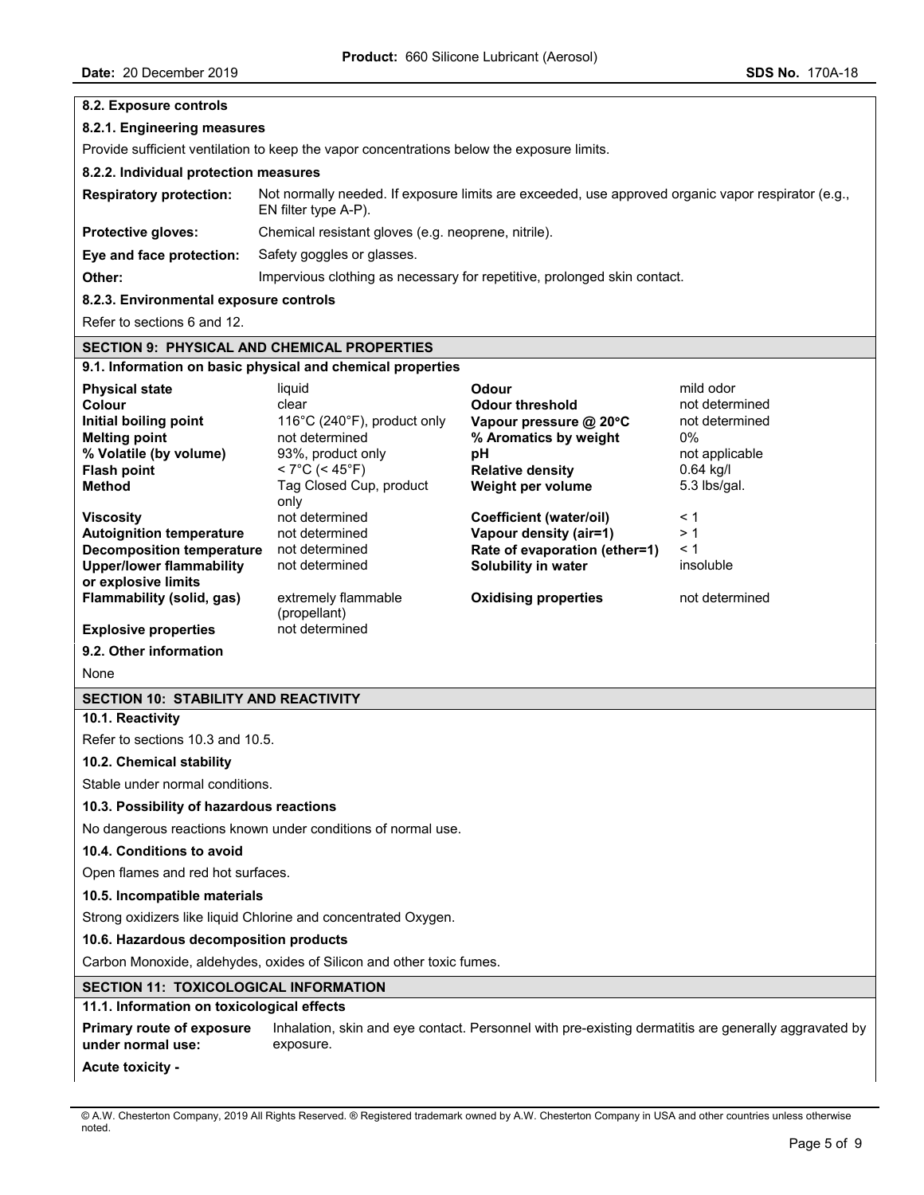### 8.2. Exposure controls

#### 8.2.1. Engineering measures

Provide sufficient ventilation to keep the vapor concentrations below the exposure limits.

#### 8.2.2. Individual protection measures

| | |
|---|---|
| **Respiratory protection:** | Not normally needed. If exposure limits are exceeded, use approved organic vapor respirator (e.g., EN filter type A-P). |
| **Protective gloves:** | Chemical resistant gloves (e.g. neoprene, nitrile). |
| **Eye and face protection:** | Safety goggles or glasses. |
| **Other:** | Impervious clothing as necessary for repetitive, prolonged skin contact. |

#### 8.2.3. Environmental exposure controls

Refer to sections 6 and 12.

## SECTION 9: PHYSICAL AND CHEMICAL PROPERTIES

### 9.1. Information on basic physical and chemical properties

| | | | |
|---|---|---|---|
| **Physical state** | liquid | **Odour** | mild odor |
| **Colour** | clear | **Odour threshold** | not determined |
| **Initial boiling point** | 116°C (240°F), product only | **Vapour pressure @ 20°C** | not determined |
| **Melting point** | not determined | **% Aromatics by weight** | 0% |
| **% Volatile (by volume)** | 93%, product only | **pH** | not applicable |
| **Flash point** | < 7°C (< 45°F) | **Relative density** | 0.64 kg/l |
| **Method** | Tag Closed Cup, product only | **Weight per volume** | 5.3 lbs/gal. |
| **Viscosity** | not determined | **Coefficient (water/oil)** | < 1 |
| **Autoignition temperature** | not determined | **Vapour density (air=1)** | > 1 |
| **Decomposition temperature** | not determined | **Rate of evaporation (ether=1)** | < 1 |
| **Upper/lower flammability or explosive limits** | not determined | **Solubility in water** | insoluble |
| **Flammability (solid, gas)** | extremely flammable (propellant) | **Oxidising properties** | not determined |
| **Explosive properties** | not determined | | |

### 9.2. Other information

None

## SECTION 10: STABILITY AND REACTIVITY

### 10.1. Reactivity

Refer to sections 10.3 and 10.5.

### 10.2. Chemical stability

Stable under normal conditions.

### 10.3. Possibility of hazardous reactions

No dangerous reactions known under conditions of normal use.

### 10.4. Conditions to avoid

Open flames and red hot surfaces.

### 10.5. Incompatible materials

Strong oxidizers like liquid Chlorine and concentrated Oxygen.

### 10.6. Hazardous decomposition products

Carbon Monoxide, aldehydes, oxides of Silicon and other toxic fumes.

## SECTION 11: TOXICOLOGICAL INFORMATION

### 11.1. Information on toxicological effects

**Primary route of exposure under normal use:** Inhalation, skin and eye contact. Personnel with pre-existing dermatitis are generally aggravated by exposure.

**Acute toxicity -**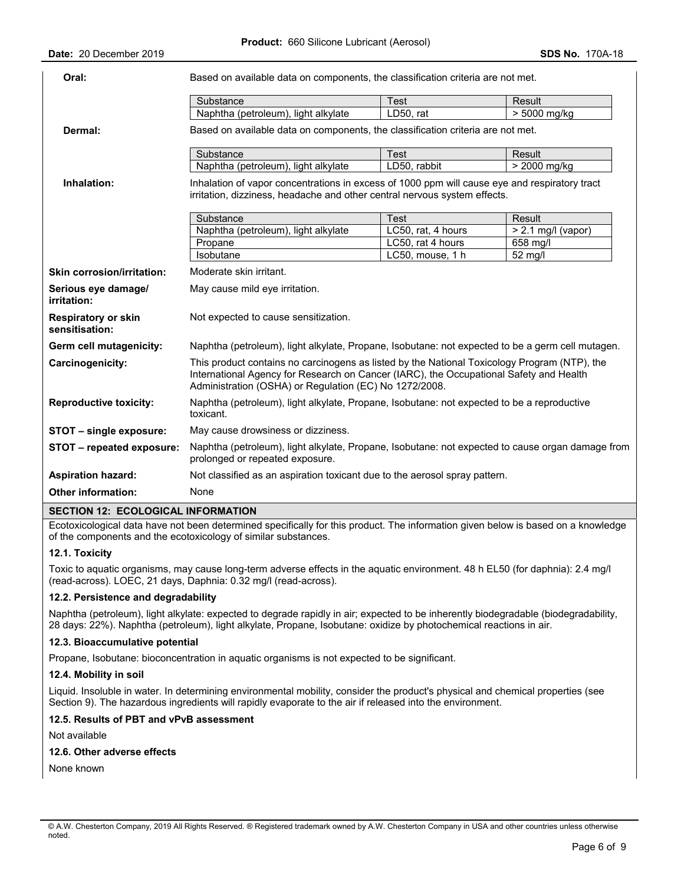**Oral:** Based on available data on components, the classification criteria are not met.

| Substance | Test | Result |
| --- | --- | --- |
| Naphtha (petroleum), light alkylate | LD50, rat | > 5000 mg/kg |

**Dermal:** Based on available data on components, the classification criteria are not met.

| Substance | Test | Result |
| --- | --- | --- |
| Naphtha (petroleum), light alkylate | LD50, rabbit | > 2000 mg/kg |

**Inhalation:** Inhalation of vapor concentrations in excess of 1000 ppm will cause eye and respiratory tract irritation, dizziness, headache and other central nervous system effects.

| Substance | Test | Result |
| --- | --- | --- |
| Naphtha (petroleum), light alkylate | LC50, rat, 4 hours | > 2.1 mg/l (vapor) |
| Propane | LC50, rat 4 hours | 658 mg/l |
| Isobutane | LC50, mouse, 1 h | 52 mg/l |

**Skin corrosion/irritation:** Moderate skin irritant.

**Serious eye damage/ irritation:** May cause mild eye irritation.

**Respiratory or skin sensitisation:** Not expected to cause sensitization.

**Germ cell mutagenicity:** Naphtha (petroleum), light alkylate, Propane, Isobutane: not expected to be a germ cell mutagen.

**Carcinogenicity:** This product contains no carcinogens as listed by the National Toxicology Program (NTP), the International Agency for Research on Cancer (IARC), the Occupational Safety and Health Administration (OSHA) or Regulation (EC) No 1272/2008.

**Reproductive toxicity:** Naphtha (petroleum), light alkylate, Propane, Isobutane: not expected to be a reproductive toxicant.

**STOT – single exposure:** May cause drowsiness or dizziness.

**STOT – repeated exposure:** Naphtha (petroleum), light alkylate, Propane, Isobutane: not expected to cause organ damage from prolonged or repeated exposure.

**Aspiration hazard:** Not classified as an aspiration toxicant due to the aerosol spray pattern.

**Other information:** None

## SECTION 12: ECOLOGICAL INFORMATION

Ecotoxicological data have not been determined specifically for this product. The information given below is based on a knowledge of the components and the ecotoxicology of similar substances.

### 12.1. Toxicity

Toxic to aquatic organisms, may cause long-term adverse effects in the aquatic environment. 48 h EL50 (for daphnia): 2.4 mg/l (read-across). LOEC, 21 days, Daphnia: 0.32 mg/l (read-across).

### 12.2. Persistence and degradability

Naphtha (petroleum), light alkylate: expected to degrade rapidly in air; expected to be inherently biodegradable (biodegradability, 28 days: 22%). Naphtha (petroleum), light alkylate, Propane, Isobutane: oxidize by photochemical reactions in air.

### 12.3. Bioaccumulative potential

Propane, Isobutane: bioconcentration in aquatic organisms is not expected to be significant.

### 12.4. Mobility in soil

Liquid. Insoluble in water. In determining environmental mobility, consider the product's physical and chemical properties (see Section 9). The hazardous ingredients will rapidly evaporate to the air if released into the environment.

### 12.5. Results of PBT and vPvB assessment

Not available

### 12.6. Other adverse effects

None known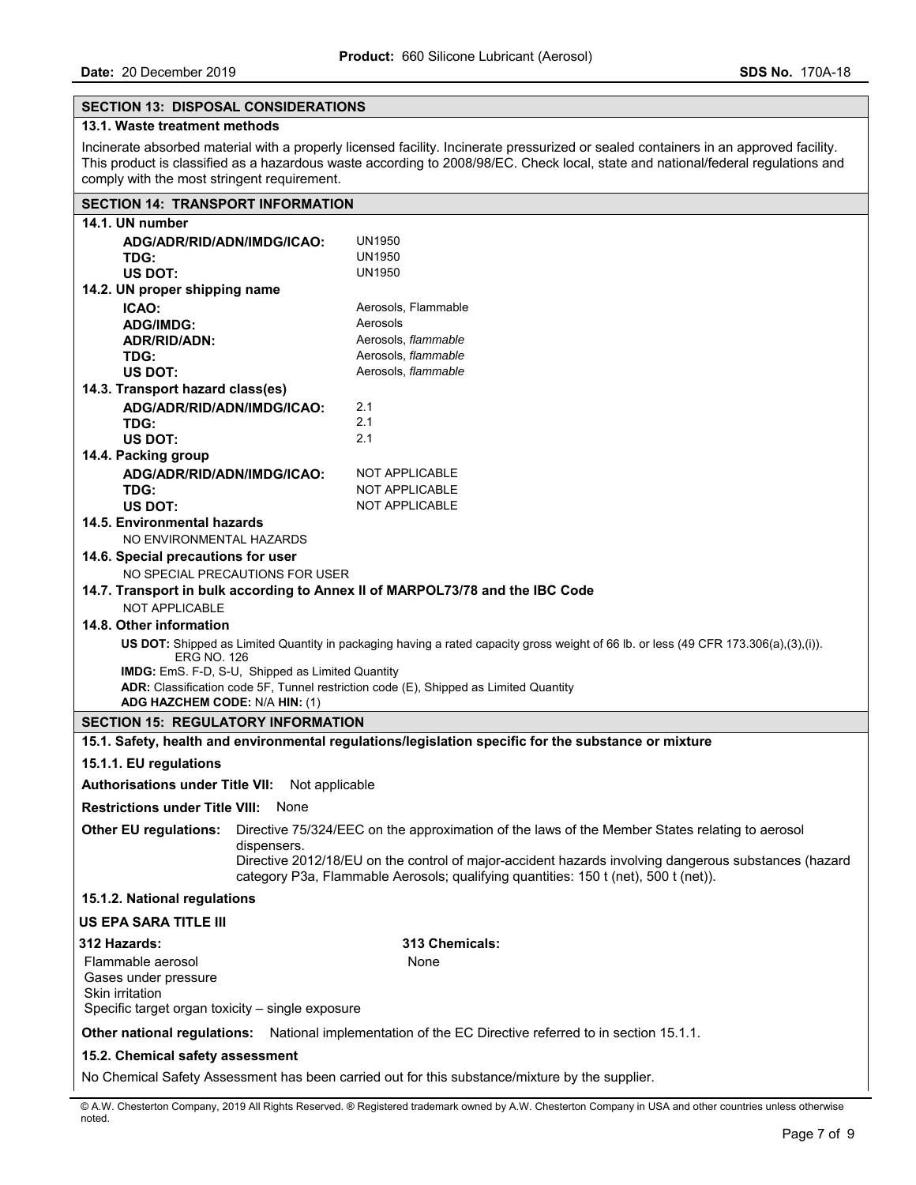## SECTION 13: DISPOSAL CONSIDERATIONS

### 13.1. Waste treatment methods

Incinerate absorbed material with a properly licensed facility. Incinerate pressurized or sealed containers in an approved facility. This product is classified as a hazardous waste according to 2008/98/EC. Check local, state and national/federal regulations and comply with the most stringent requirement.

## SECTION 14: TRANSPORT INFORMATION

### 14.1. UN number

| | |
|---|---|
| **ADG/ADR/RID/ADN/IMDG/ICAO:** | UN1950 |
| **TDG:** | UN1950 |
| **US DOT:** | UN1950 |

### 14.2. UN proper shipping name

| | |
|---|---|
| **ICAO:** | Aerosols, Flammable |
| **ADG/IMDG:** | Aerosols |
| **ADR/RID/ADN:** | Aerosols, *flammable* |
| **TDG:** | Aerosols, *flammable* |
| **US DOT:** | Aerosols, *flammable* |

### 14.3. Transport hazard class(es)

| | |
|---|---|
| **ADG/ADR/RID/ADN/IMDG/ICAO:** | 2.1 |
| **TDG:** | 2.1 |
| **US DOT:** | 2.1 |

### 14.4. Packing group

| | |
|---|---|
| **ADG/ADR/RID/ADN/IMDG/ICAO:** | NOT APPLICABLE |
| **TDG:** | NOT APPLICABLE |
| **US DOT:** | NOT APPLICABLE |

### 14.5. Environmental hazards

NO ENVIRONMENTAL HAZARDS

### 14.6. Special precautions for user

NO SPECIAL PRECAUTIONS FOR USER

### 14.7. Transport in bulk according to Annex II of MARPOL73/78 and the IBC Code

NOT APPLICABLE

### 14.8. Other information

**US DOT:** Shipped as Limited Quantity in packaging having a rated capacity gross weight of 66 lb. or less (49 CFR 173.306(a),(3),(i)). ERG NO. 126

**IMDG:** EmS. F-D, S-U, Shipped as Limited Quantity

**ADR:** Classification code 5F, Tunnel restriction code (E), Shipped as Limited Quantity

**ADG HAZCHEM CODE:** N/A **HIN:** (1)

## SECTION 15: REGULATORY INFORMATION

### 15.1. Safety, health and environmental regulations/legislation specific for the substance or mixture

#### 15.1.1. EU regulations

**Authorisations under Title VII:** Not applicable

**Restrictions under Title VIII:** None

**Other EU regulations:** Directive 75/324/EEC on the approximation of the laws of the Member States relating to aerosol dispensers.
Directive 2012/18/EU on the control of major-accident hazards involving dangerous substances (hazard category P3a, Flammable Aerosols; qualifying quantities: 150 t (net), 500 t (net)).

#### 15.1.2. National regulations

**US EPA SARA TITLE III**

| 312 Hazards: | 313 Chemicals: |
|---|---|
| Flammable aerosol | None |
| Gases under pressure | |
| Skin irritation | |
| Specific target organ toxicity – single exposure | |

**Other national regulations:** National implementation of the EC Directive referred to in section 15.1.1.

### 15.2. Chemical safety assessment

No Chemical Safety Assessment has been carried out for this substance/mixture by the supplier.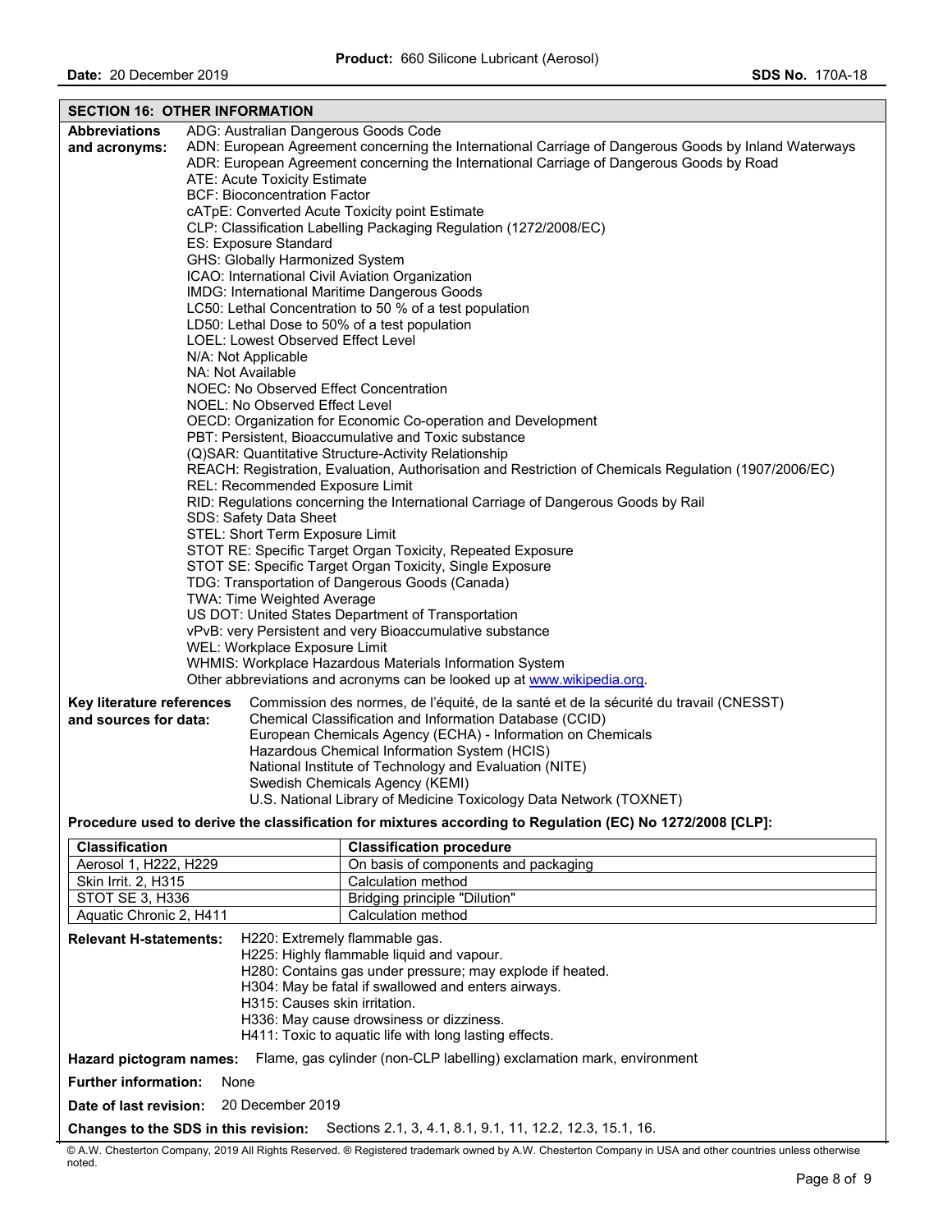## SECTION 16: OTHER INFORMATION

**Abbreviations and acronyms:**

ADG: Australian Dangerous Goods Code
ADN: European Agreement concerning the International Carriage of Dangerous Goods by Inland Waterways
ADR: European Agreement concerning the International Carriage of Dangerous Goods by Road
ATE: Acute Toxicity Estimate
BCF: Bioconcentration Factor
cATpE: Converted Acute Toxicity point Estimate
CLP: Classification Labelling Packaging Regulation (1272/2008/EC)
ES: Exposure Standard
GHS: Globally Harmonized System
ICAO: International Civil Aviation Organization
IMDG: International Maritime Dangerous Goods
LC50: Lethal Concentration to 50 % of a test population
LD50: Lethal Dose to 50% of a test population
LOEL: Lowest Observed Effect Level
N/A: Not Applicable
NA: Not Available
NOEC: No Observed Effect Concentration
NOEL: No Observed Effect Level
OECD: Organization for Economic Co-operation and Development
PBT: Persistent, Bioaccumulative and Toxic substance
(Q)SAR: Quantitative Structure-Activity Relationship
REACH: Registration, Evaluation, Authorisation and Restriction of Chemicals Regulation (1907/2006/EC)
REL: Recommended Exposure Limit
RID: Regulations concerning the International Carriage of Dangerous Goods by Rail
SDS: Safety Data Sheet
STEL: Short Term Exposure Limit
STOT RE: Specific Target Organ Toxicity, Repeated Exposure
STOT SE: Specific Target Organ Toxicity, Single Exposure
TDG: Transportation of Dangerous Goods (Canada)
TWA: Time Weighted Average
US DOT: United States Department of Transportation
vPvB: very Persistent and very Bioaccumulative substance
WEL: Workplace Exposure Limit
WHMIS: Workplace Hazardous Materials Information System
Other abbreviations and acronyms can be looked up at www.wikipedia.org.

**Key literature references and sources for data:**

Commission des normes, de l'équité, de la santé et de la sécurité du travail (CNESST)
Chemical Classification and Information Database (CCID)
European Chemicals Agency (ECHA) - Information on Chemicals
Hazardous Chemical Information System (HCIS)
National Institute of Technology and Evaluation (NITE)
Swedish Chemicals Agency (KEMI)
U.S. National Library of Medicine Toxicology Data Network (TOXNET)

**Procedure used to derive the classification for mixtures according to Regulation (EC) No 1272/2008 [CLP]:**

| Classification | Classification procedure |
|---|---|
| Aerosol 1, H222, H229 | On basis of components and packaging |
| Skin Irrit. 2, H315 | Calculation method |
| STOT SE 3, H336 | Bridging principle "Dilution" |
| Aquatic Chronic 2, H411 | Calculation method |

**Relevant H-statements:**

H220: Extremely flammable gas.
H225: Highly flammable liquid and vapour.
H280: Contains gas under pressure; may explode if heated.
H304: May be fatal if swallowed and enters airways.
H315: Causes skin irritation.
H336: May cause drowsiness or dizziness.
H411: Toxic to aquatic life with long lasting effects.

**Hazard pictogram names:** Flame, gas cylinder (non-CLP labelling) exclamation mark, environment

**Further information:** None

**Date of last revision:** 20 December 2019

**Changes to the SDS in this revision:** Sections 2.1, 3, 4.1, 8.1, 9.1, 11, 12.2, 12.3, 15.1, 16.

© A.W. Chesterton Company, 2019 All Rights Reserved. ® Registered trademark owned by A.W. Chesterton Company in USA and other countries unless otherwise noted.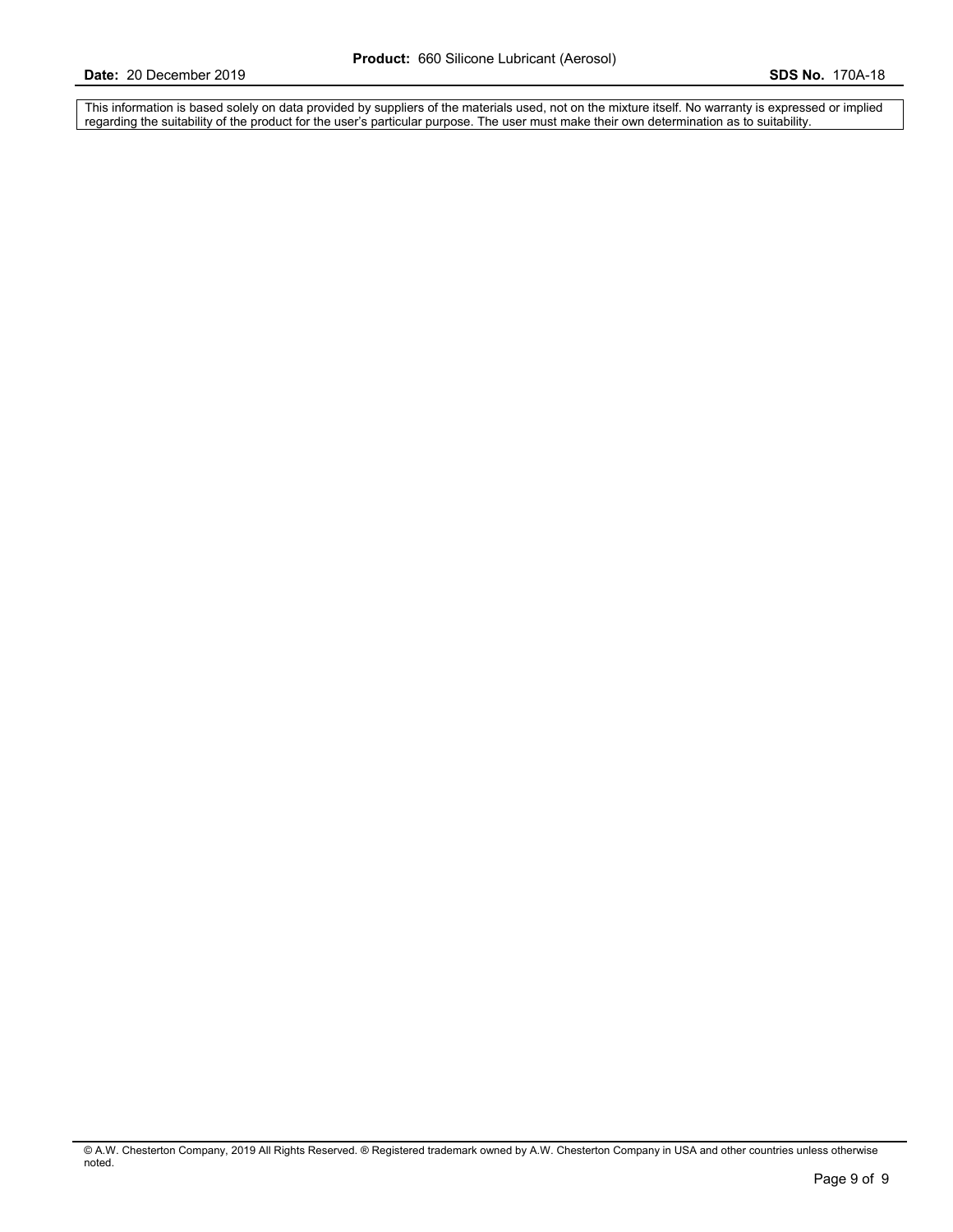This information is based solely on data provided by suppliers of the materials used, not on the mixture itself. No warranty is expressed or implied regarding the suitability of the product for the user's particular purpose. The user must make their own determination as to suitability.

© A.W. Chesterton Company, 2019 All Rights Reserved. ® Registered trademark owned by A.W. Chesterton Company in USA and other countries unless otherwise noted.